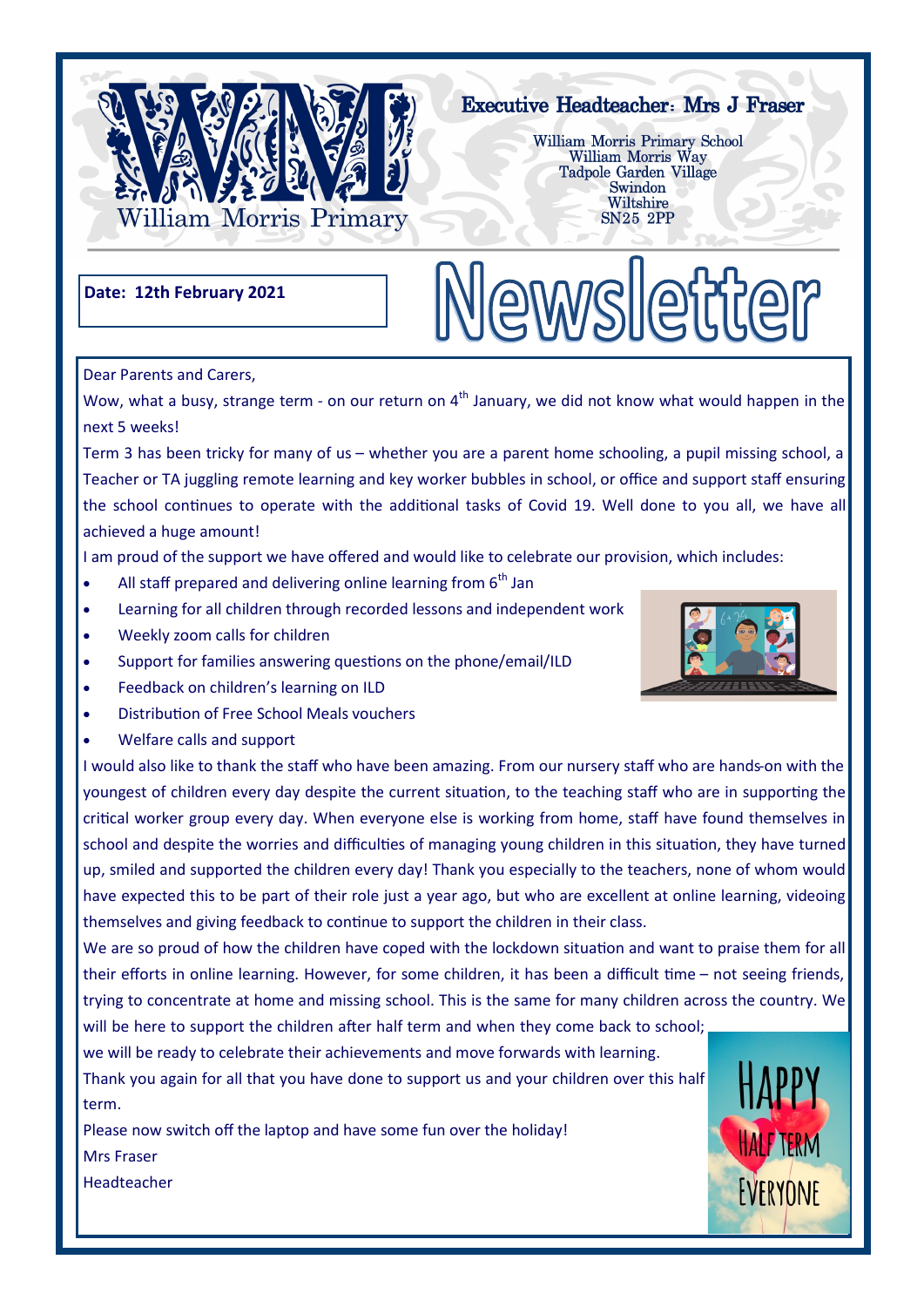William Morris Primary

**Executive Headteacher: Mrs J Fraser**

William Morris Primary School
William Morris Way
Tadpole Garden Village
Swindon
Wiltshire
SN25 2PP

**Date: 12th February 2021**

# Newsletter

Dear Parents and Carers,

Wow, what a busy, strange term - on our return on 4th January, we did not know what would happen in the next 5 weeks!

Term 3 has been tricky for many of us – whether you are a parent home schooling, a pupil missing school, a Teacher or TA juggling remote learning and key worker bubbles in school, or office and support staff ensuring the school continues to operate with the additional tasks of Covid 19. Well done to you all, we have all achieved a huge amount!

I am proud of the support we have offered and would like to celebrate our provision, which includes:

- All staff prepared and delivering online learning from 6th Jan
- Learning for all children through recorded lessons and independent work
- Weekly zoom calls for children
- Support for families answering questions on the phone/email/ILD
- Feedback on children's learning on ILD
- Distribution of Free School Meals vouchers
- Welfare calls and support

I would also like to thank the staff who have been amazing. From our nursery staff who are hands-on with the youngest of children every day despite the current situation, to the teaching staff who are in supporting the critical worker group every day. When everyone else is working from home, staff have found themselves in school and despite the worries and difficulties of managing young children in this situation, they have turned up, smiled and supported the children every day! Thank you especially to the teachers, none of whom would have expected this to be part of their role just a year ago, but who are excellent at online learning, videoing themselves and giving feedback to continue to support the children in their class.

We are so proud of how the children have coped with the lockdown situation and want to praise them for all their efforts in online learning. However, for some children, it has been a difficult time – not seeing friends, trying to concentrate at home and missing school. This is the same for many children across the country. We will be here to support the children after half term and when they come back to school; we will be ready to celebrate their achievements and move forwards with learning.

Thank you again for all that you have done to support us and your children over this half term.

Please now switch off the laptop and have some fun over the holiday!

Mrs Fraser

Headteacher

HAPPY HALF TERM EVERYONE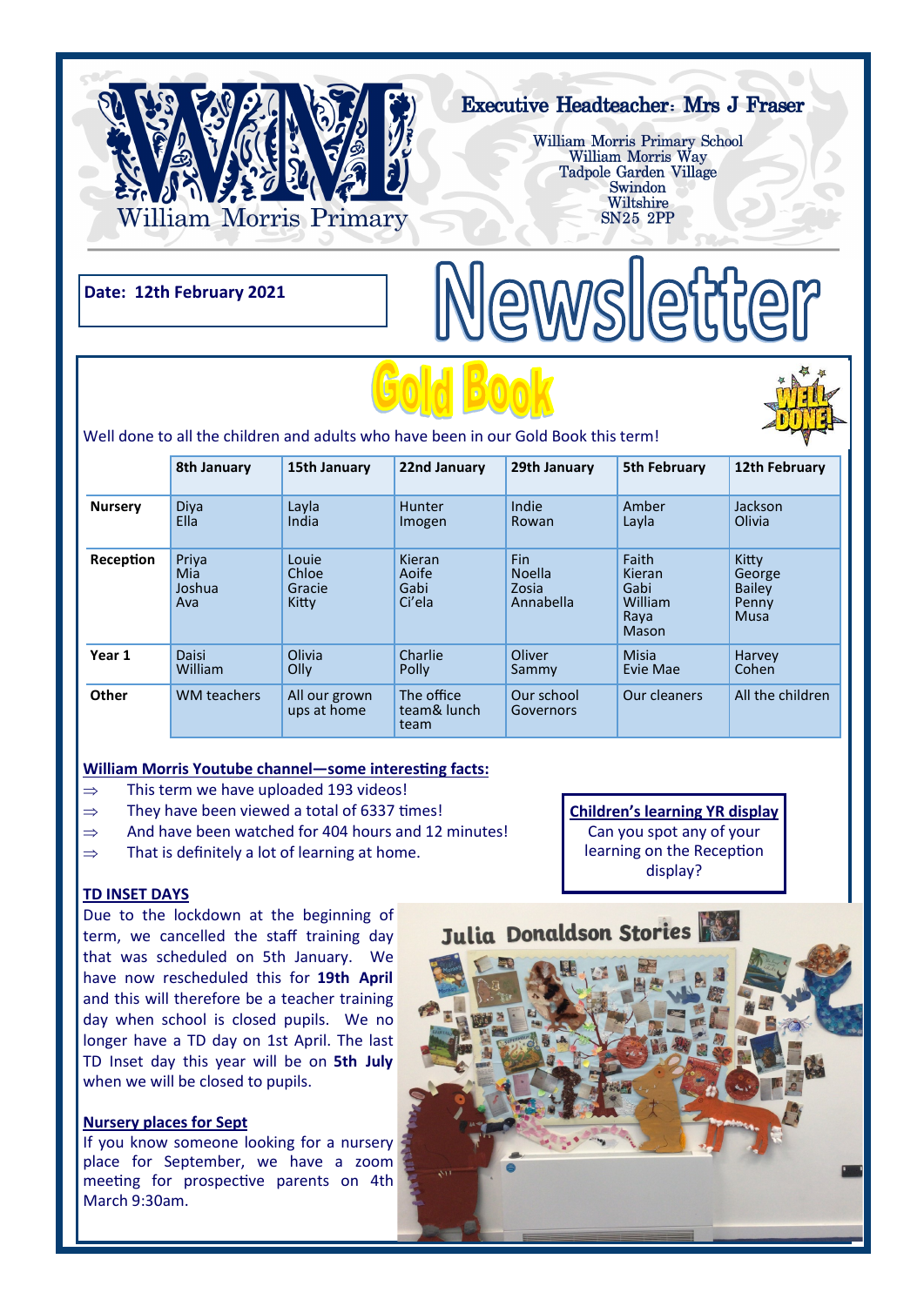# Executive Headteacher: Mrs J Fraser

William Morris Primary School
William Morris Way
Tadpole Garden Village
Swindon
Wiltshire
SN25 2PP

**Date: 12th February 2021**

# Newsletter

## Gold Book

Well done to all the children and adults who have been in our Gold Book this term!

| | 8th January | 15th January | 22nd January | 29th January | 5th February | 12th February |
|---|---|---|---|---|---|---|
| **Nursery** | Diya<br>Ella | Layla<br>India | Hunter<br>Imogen | Indie<br>Rowan | Amber<br>Layla | Jackson<br>Olivia |
| **Reception** | Priya<br>Mia<br>Joshua<br>Ava | Louie<br>Chloe<br>Gracie<br>Kitty | Kieran<br>Aoife<br>Gabi<br>Ci'ela | Fin<br>Noella<br>Zosia<br>Annabella | Faith<br>Kieran<br>Gabi<br>William<br>Raya<br>Mason | Kitty<br>George<br>Bailey<br>Penny<br>Musa |
| **Year 1** | Daisi<br>William | Olivia<br>Olly | Charlie<br>Polly | Oliver<br>Sammy | Misia<br>Evie Mae | Harvey<br>Cohen |
| **Other** | WM teachers | All our grown ups at home | The office team& lunch team | Our school Governors | Our cleaners | All the children |

**William Morris Youtube channel—some interesting facts:**

- This term we have uploaded 193 videos!
- They have been viewed a total of 6337 times!
- And have been watched for 404 hours and 12 minutes!
- That is definitely a lot of learning at home.

**Children's learning YR display**

Can you spot any of your learning on the Reception display?

**TD INSET DAYS**

Due to the lockdown at the beginning of term, we cancelled the staff training day that was scheduled on 5th January. We have now rescheduled this for **19th April** and this will therefore be a teacher training day when school is closed pupils. We no longer have a TD day on 1st April. The last TD Inset day this year will be on **5th July** when we will be closed to pupils.

**Nursery places for Sept**

If you know someone looking for a nursery place for September, we have a zoom meeting for prospective parents on 4th March 9:30am.